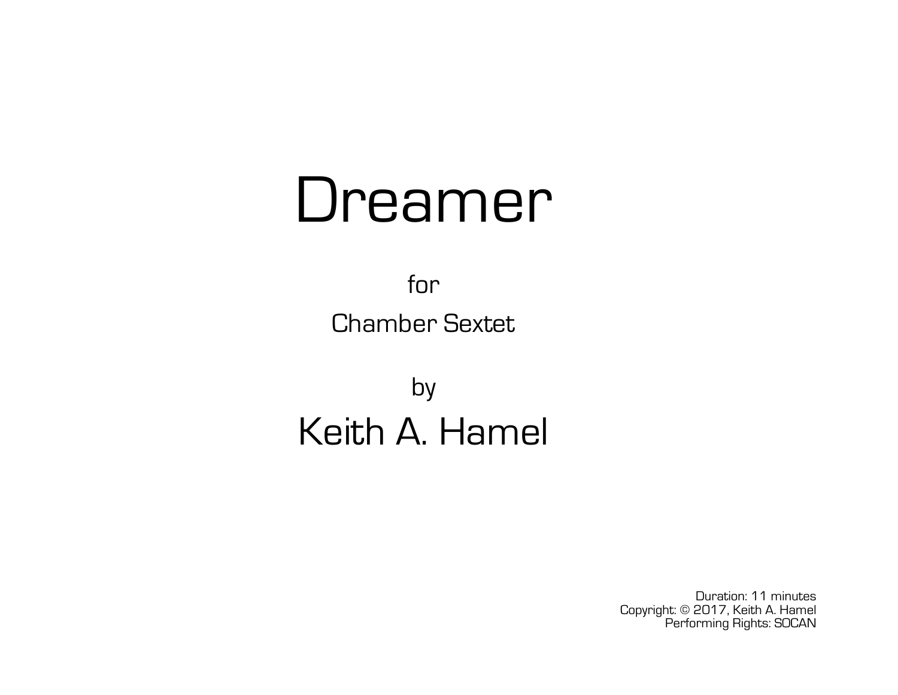# Dreamer

for

Chamber Sextet

by

## Keith A. Hamel

Duration: 11 minutes
Copyright: © 2017, Keith A. Hamel
Performing Rights: SOCAN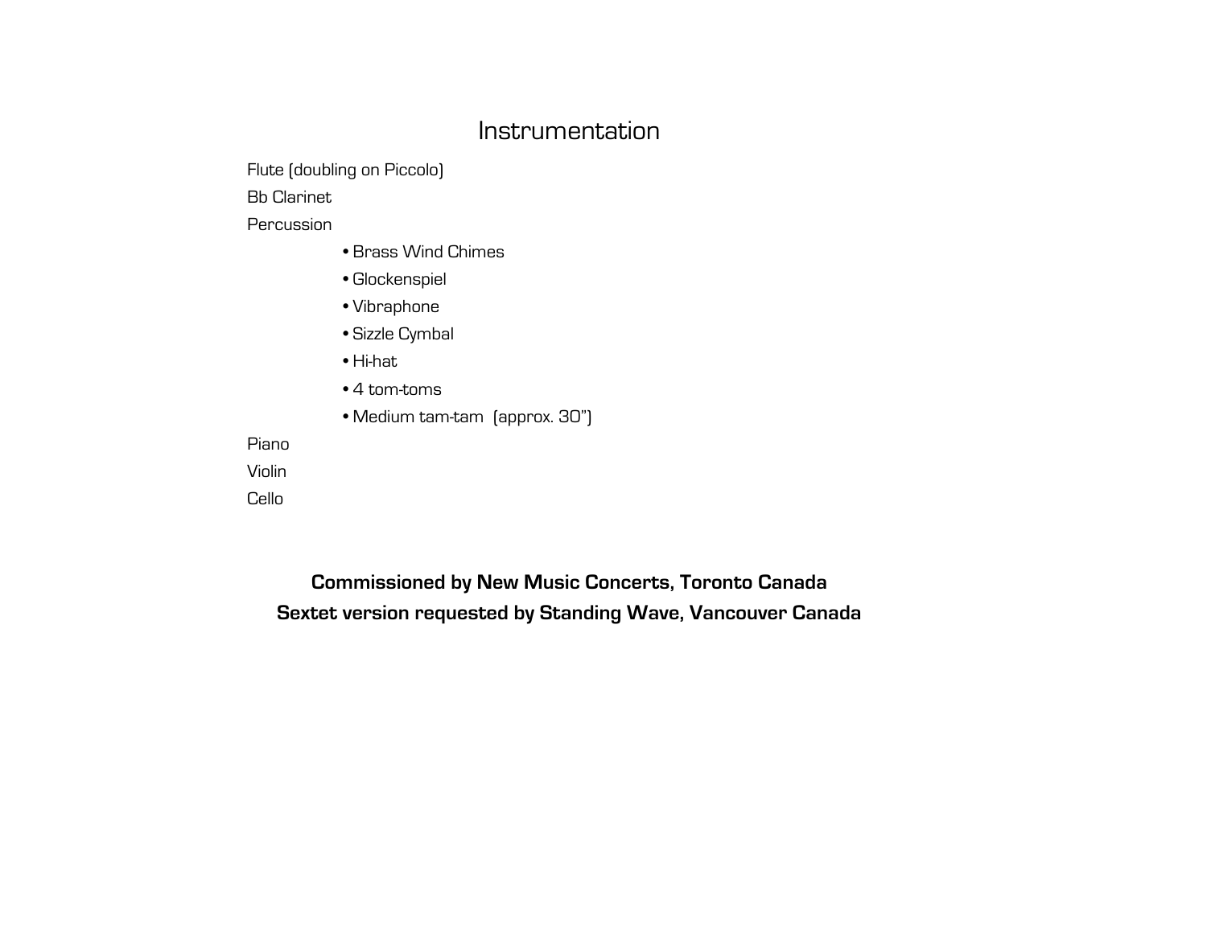# Instrumentation

Flute (doubling on Piccolo)

Bb Clarinet

Percussion

- Brass Wind Chimes
- Glockenspiel
- Vibraphone
- Sizzle Cymbal
- Hi-hat
- 4 tom-toms
- Medium tam-tam (approx. 30")

Piano

Violin

Cello

**Commissioned by New Music Concerts, Toronto Canada**

**Sextet version requested by Standing Wave, Vancouver Canada**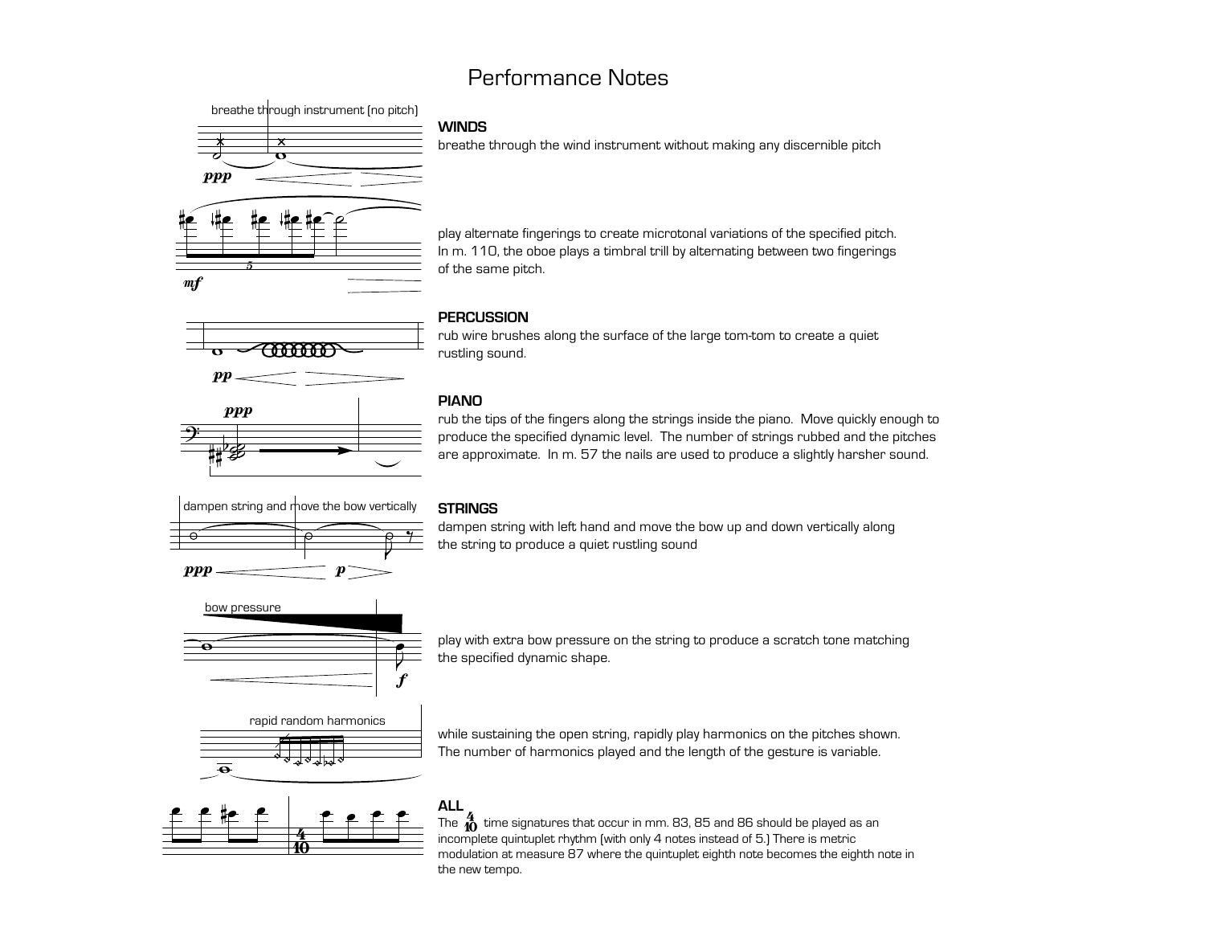# Performance Notes

breathe through instrument (no pitch)

## WINDS

breathe through the wind instrument without making any discernible pitch

play alternate fingerings to create microtonal variations of the specified pitch. In m. 110, the oboe plays a timbral trill by alternating between two fingerings of the same pitch.

## PERCUSSION

rub wire brushes along the surface of the large tom-tom to create a quiet rustling sound.

## PIANO

rub the tips of the fingers along the strings inside the piano. Move quickly enough to produce the specified dynamic level. The number of strings rubbed and the pitches are approximate. In m. 57 the nails are used to produce a slightly harsher sound.

dampen string and move the bow vertically

## STRINGS

dampen string with left hand and move the bow up and down vertically along the string to produce a quiet rustling sound

bow pressure

play with extra bow pressure on the string to produce a scratch tone matching the specified dynamic shape.

rapid random harmonics

while sustaining the open string, rapidly play harmonics on the pitches shown. The number of harmonics played and the length of the gesture is variable.

## ALL

The 4/10 time signatures that occur in mm. 83, 85 and 86 should be played as an incomplete quintuplet rhythm (with only 4 notes instead of 5.) There is metric modulation at measure 87 where the quintuplet eighth note becomes the eighth note in the new tempo.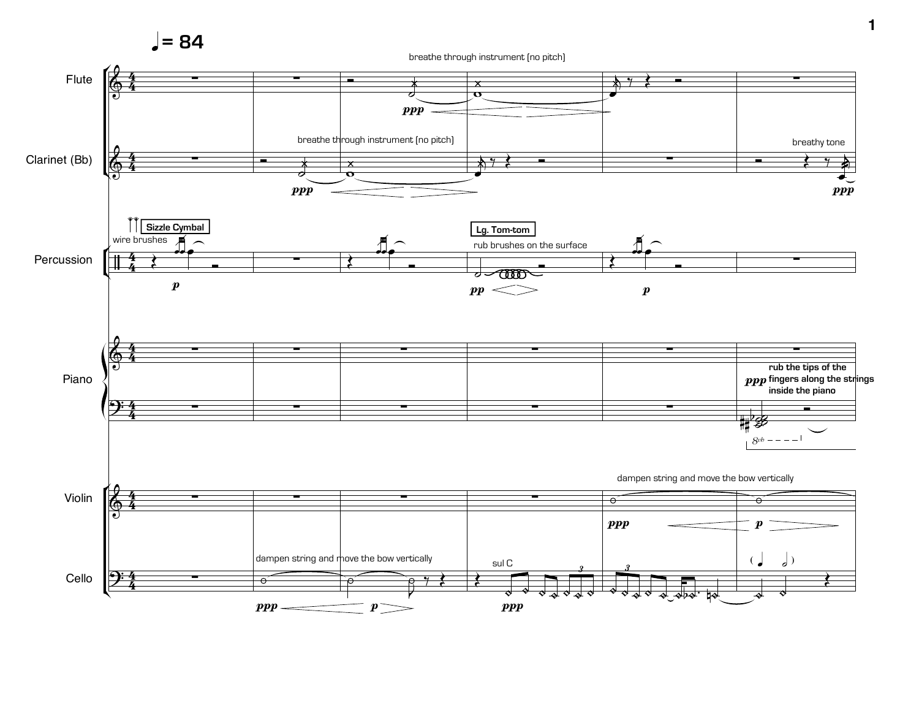♩= 84

breathe through instrument (no pitch)

Flute

*ppp*

breathe through instrument (no pitch)

breathy tone

Clarinet (Bb)

*ppp*

*ppp*

Sizzle Cymbal

wire brushes

Lg. Tom-tom

rub brushes on the surface

Percussion

*p*

*pp*

*p*

Piano

*ppp*

**rub the tips of the fingers along the strings inside the piano**

8vb

dampen string and move the bow vertically

Violin

*ppp*

*p*

dampen string and move the bow vertically

sul C

Cello

*ppp*

*p*

*ppp*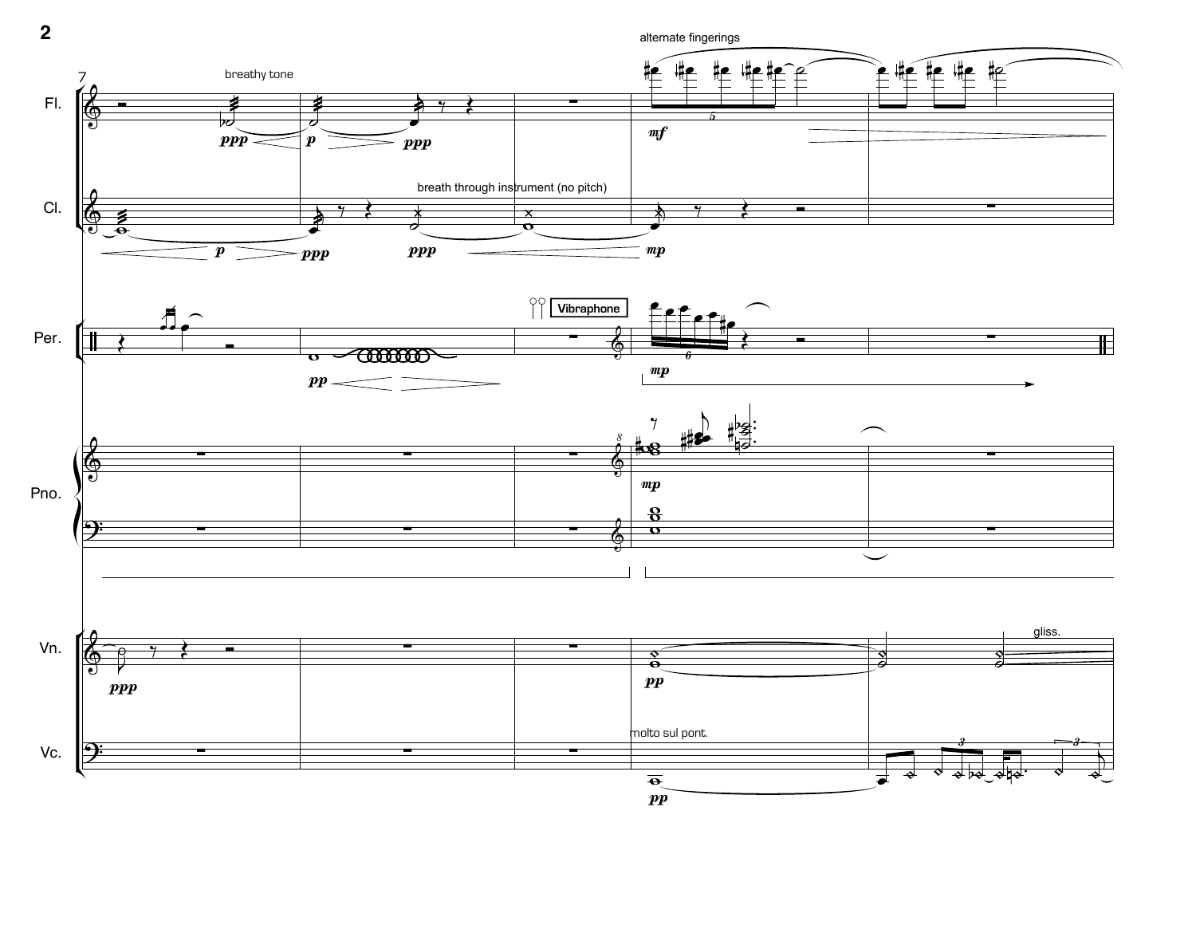alternate fingerings

breathy tone

breath through instrument (no pitch)

Vibraphone

molto sul pont.

gliss.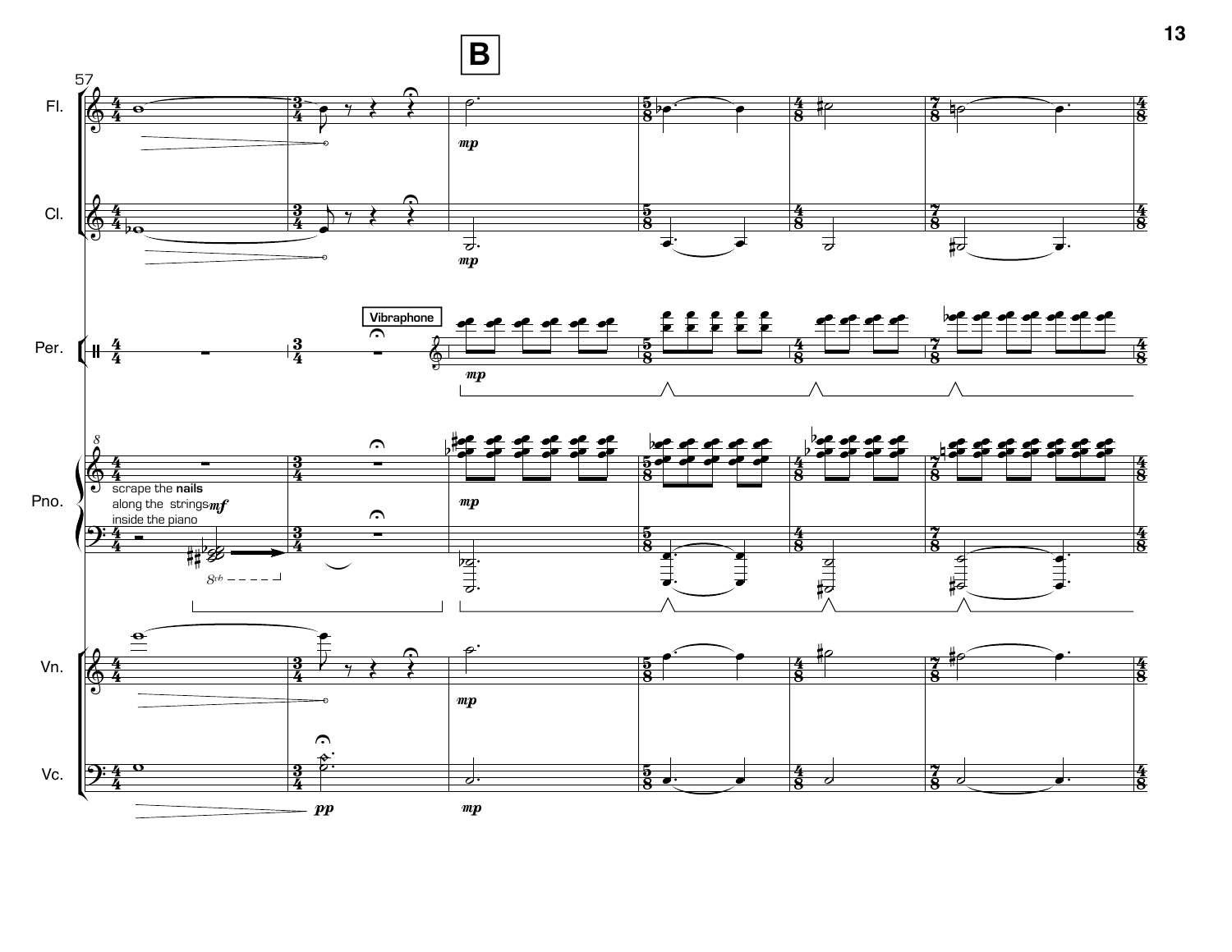**B**

57

Fl.

Cl.

Per.

Vibraphone

Pno.

scrape the **nails** along the strings inside the piano *mf*

Vn.

Vc.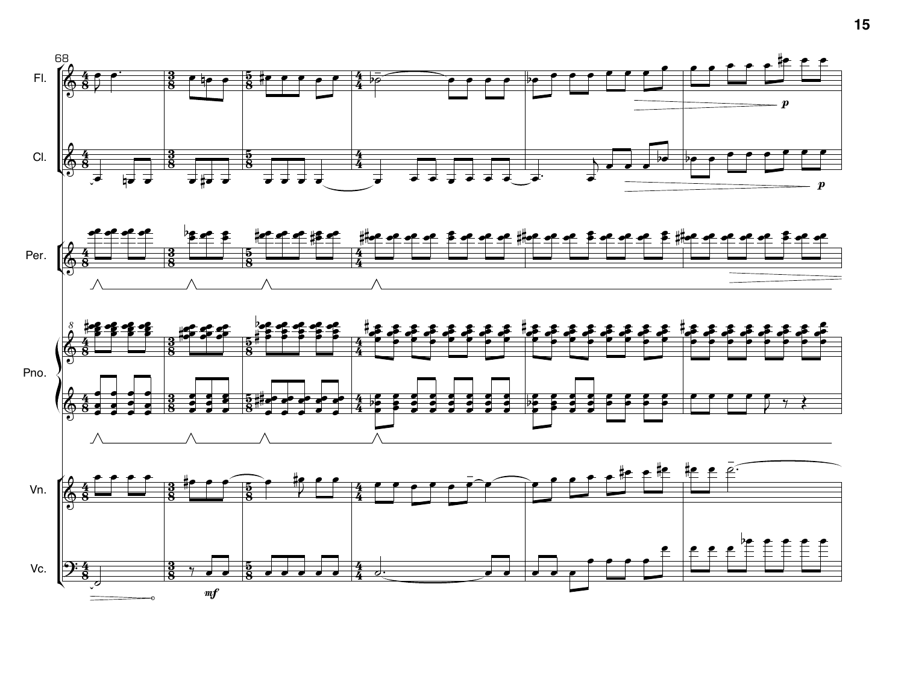68

Fl.

Cl.

Per.

Pno.

Vn.

Vc.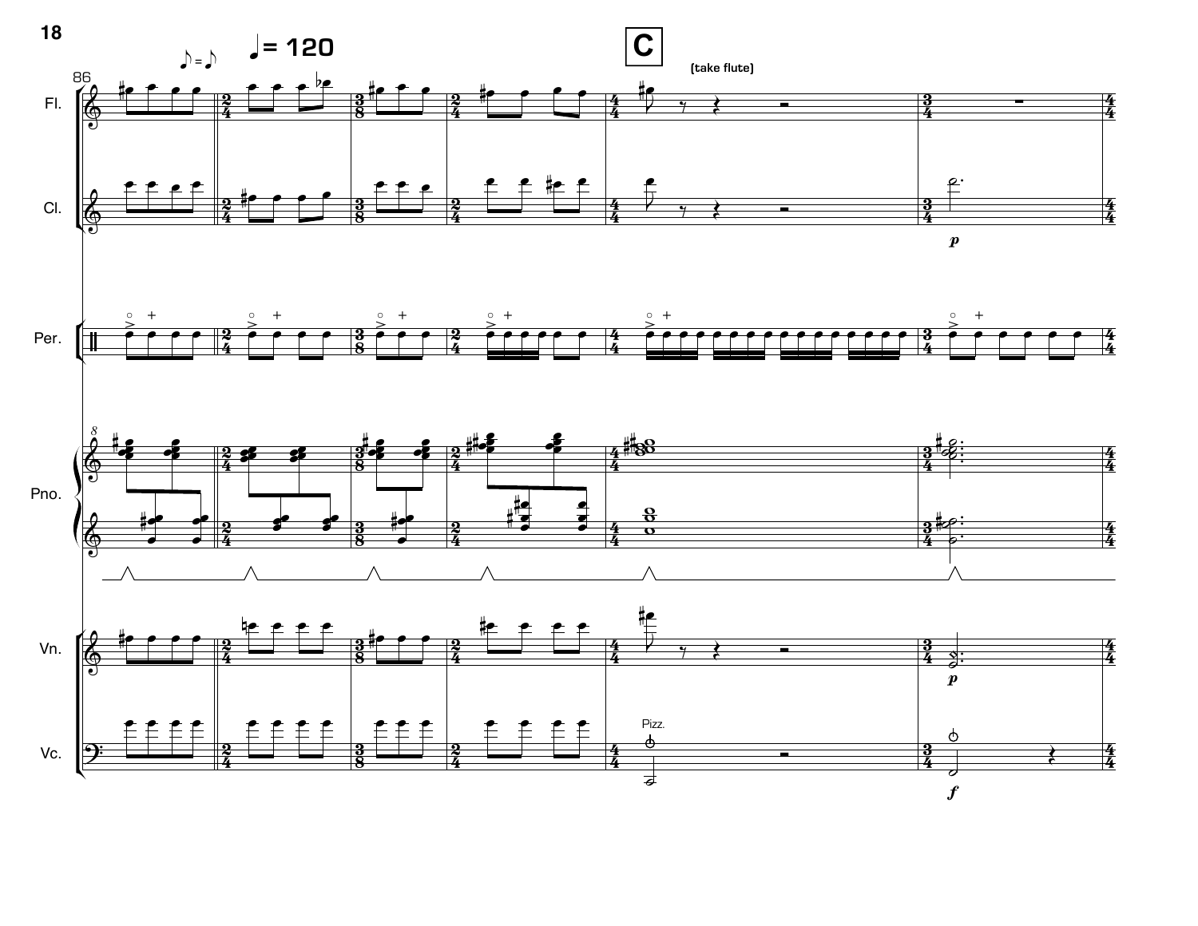♪ = ♪ ♩= 120

**C**

(take flute)

Fl.

Cl.

Per.

Pno.

Vn.

Vc.

Pizz.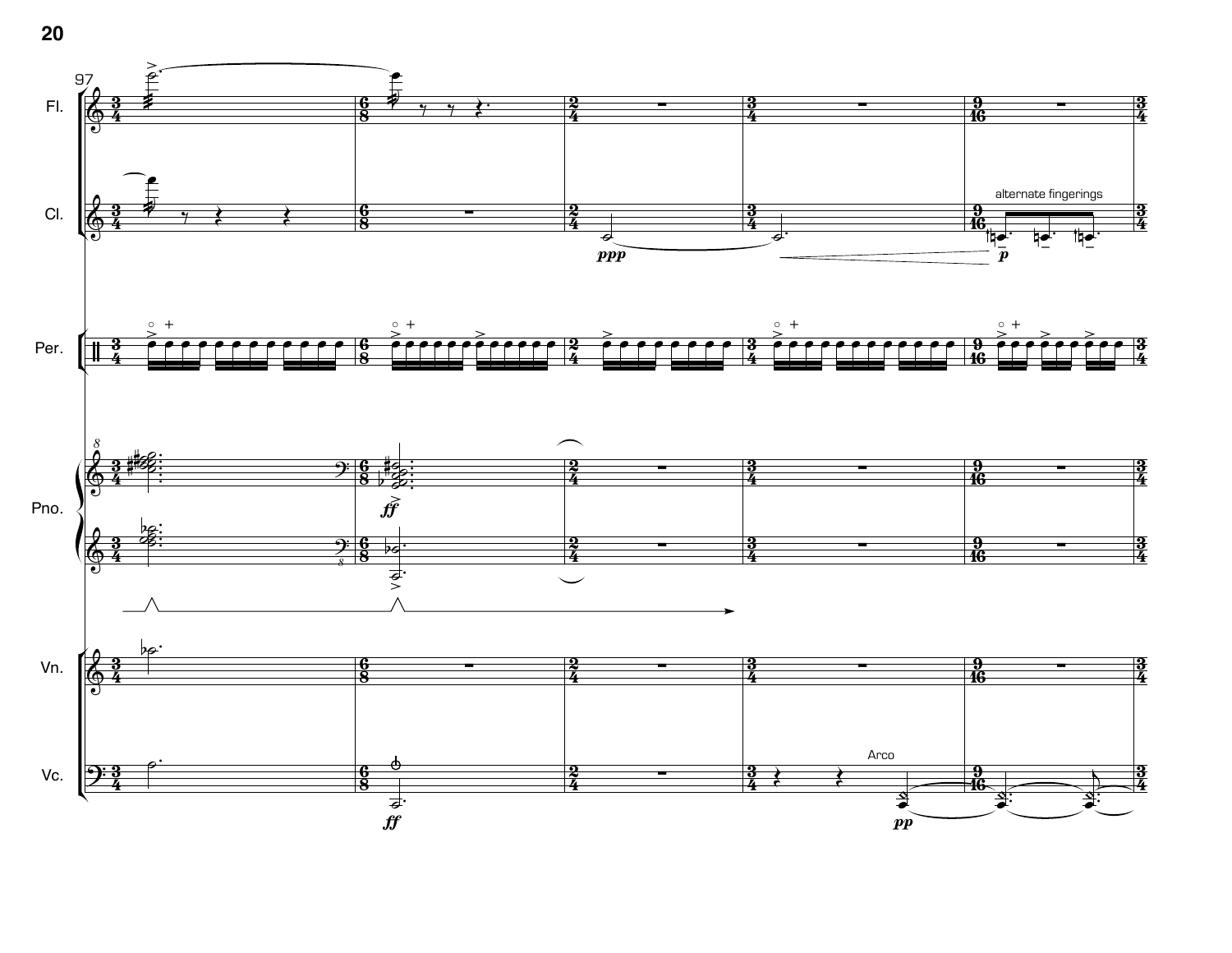97

Fl.

Cl.

alternate fingerings

Per.

Pno.

Vn.

Vc.

Arco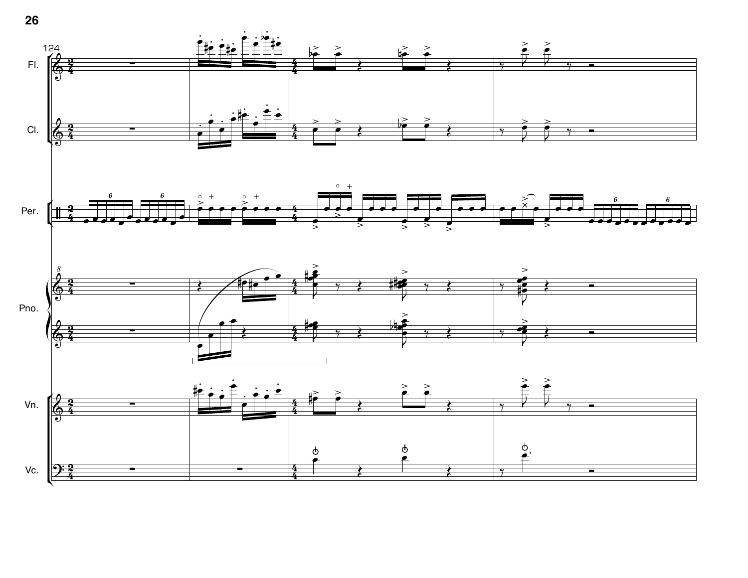124

Fl.

Cl.

Per.

Pno.

Vn.

Vc.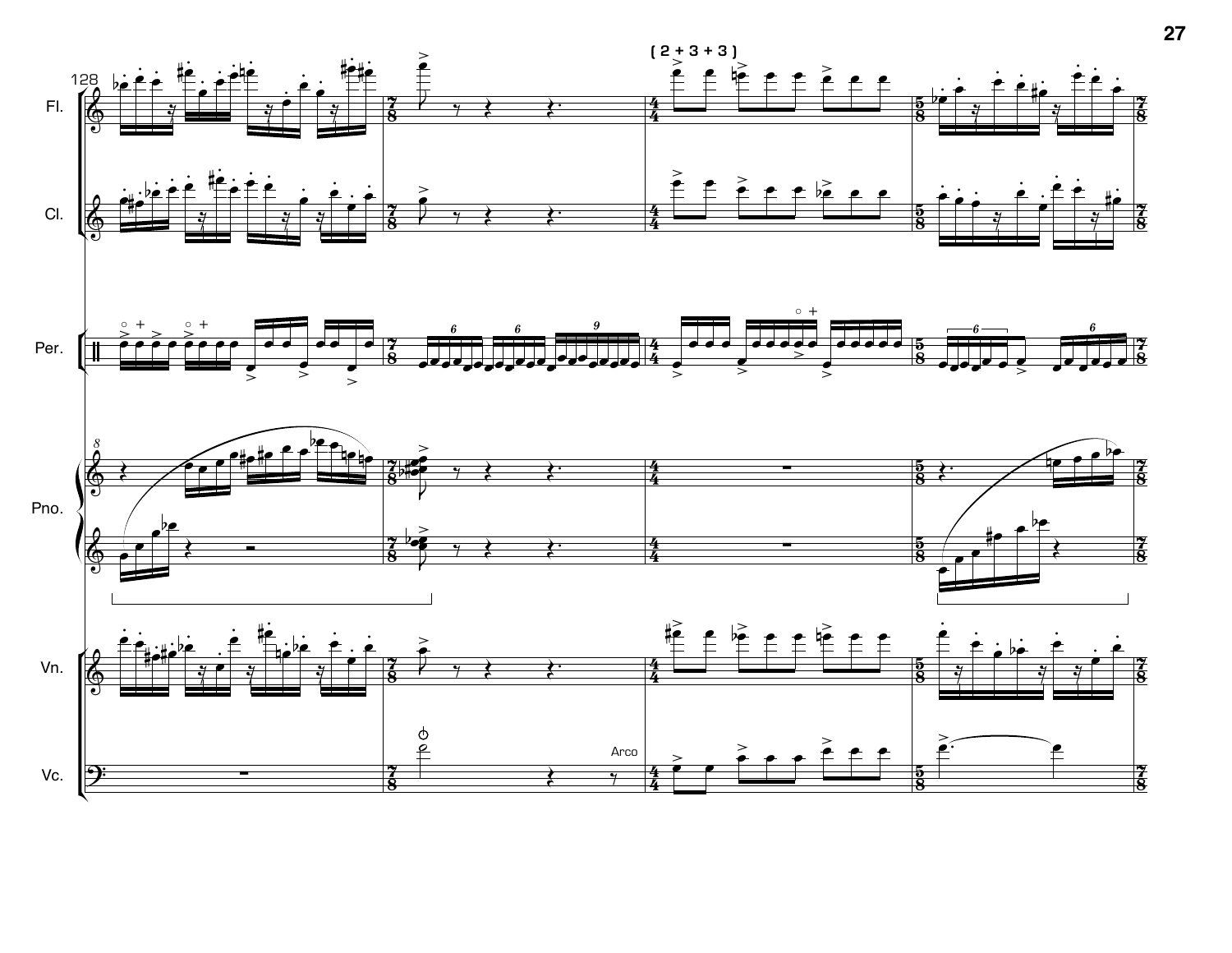128

( 2 + 3 + 3 )

Fl.

Cl.

Per.

Pno.

Vn.

Vc.

Arco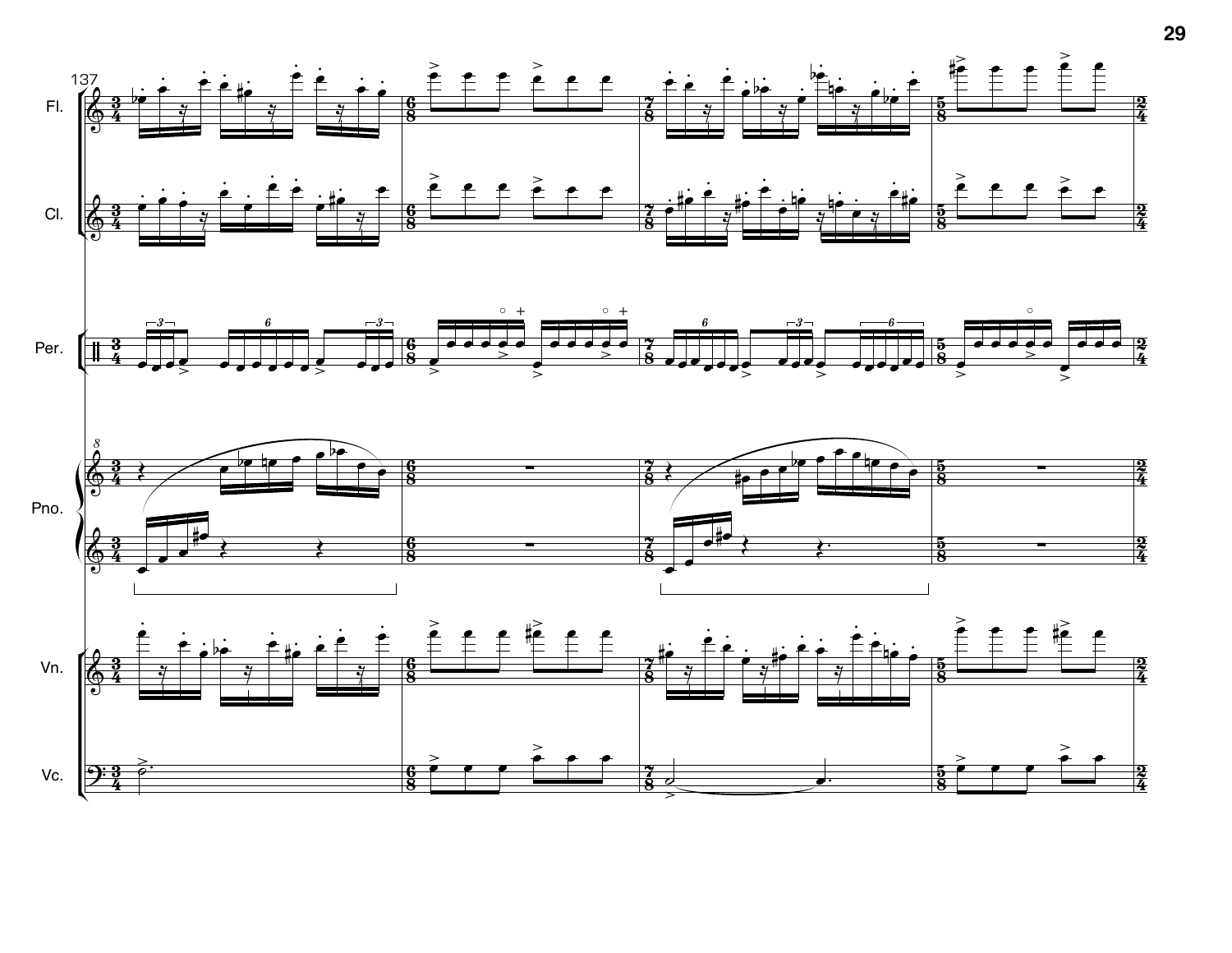Fl.

Cl.

Per.

Pno.

Vn.

Vc.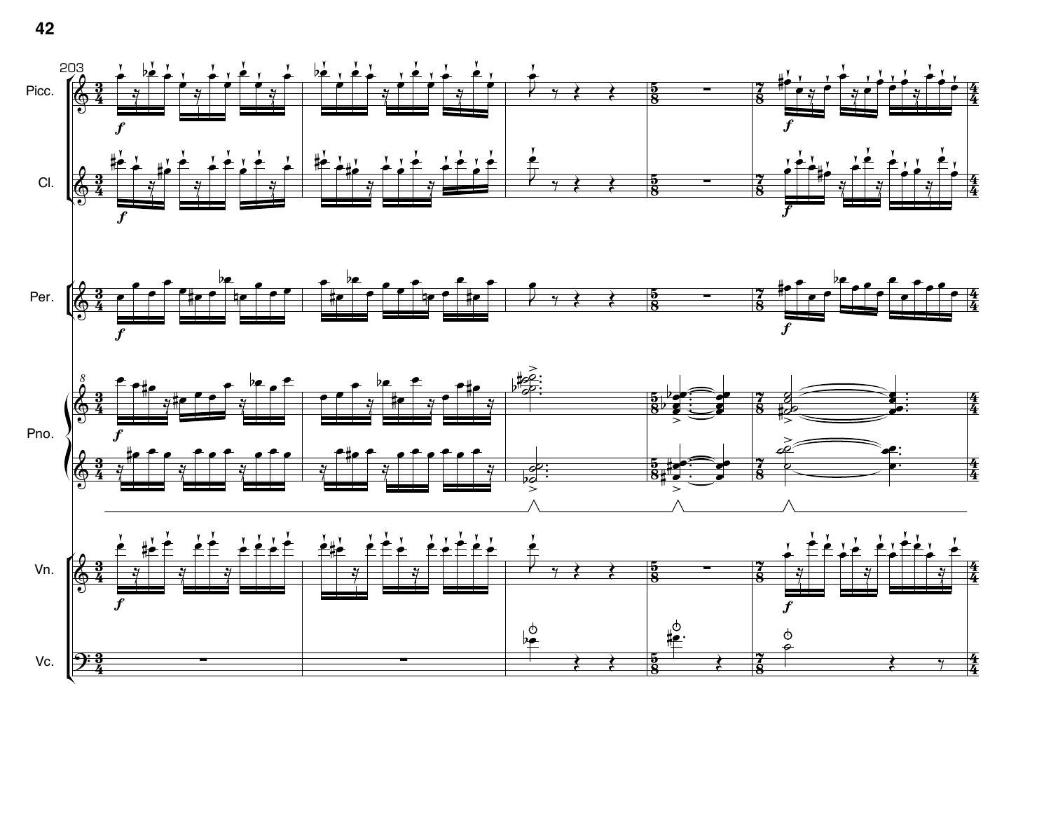203

Picc.

Cl.

Per.

Pno.

Vn.

Vc.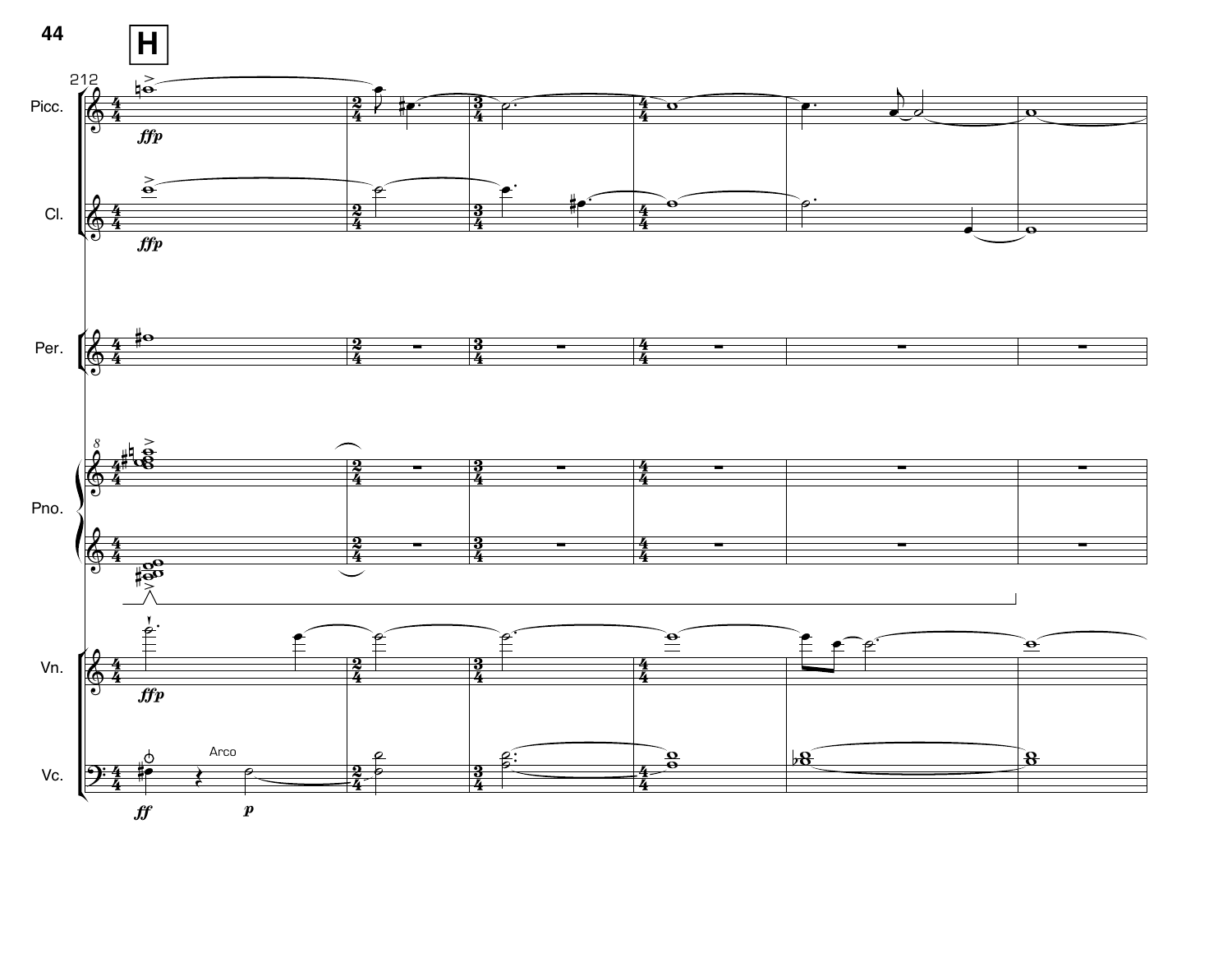**H**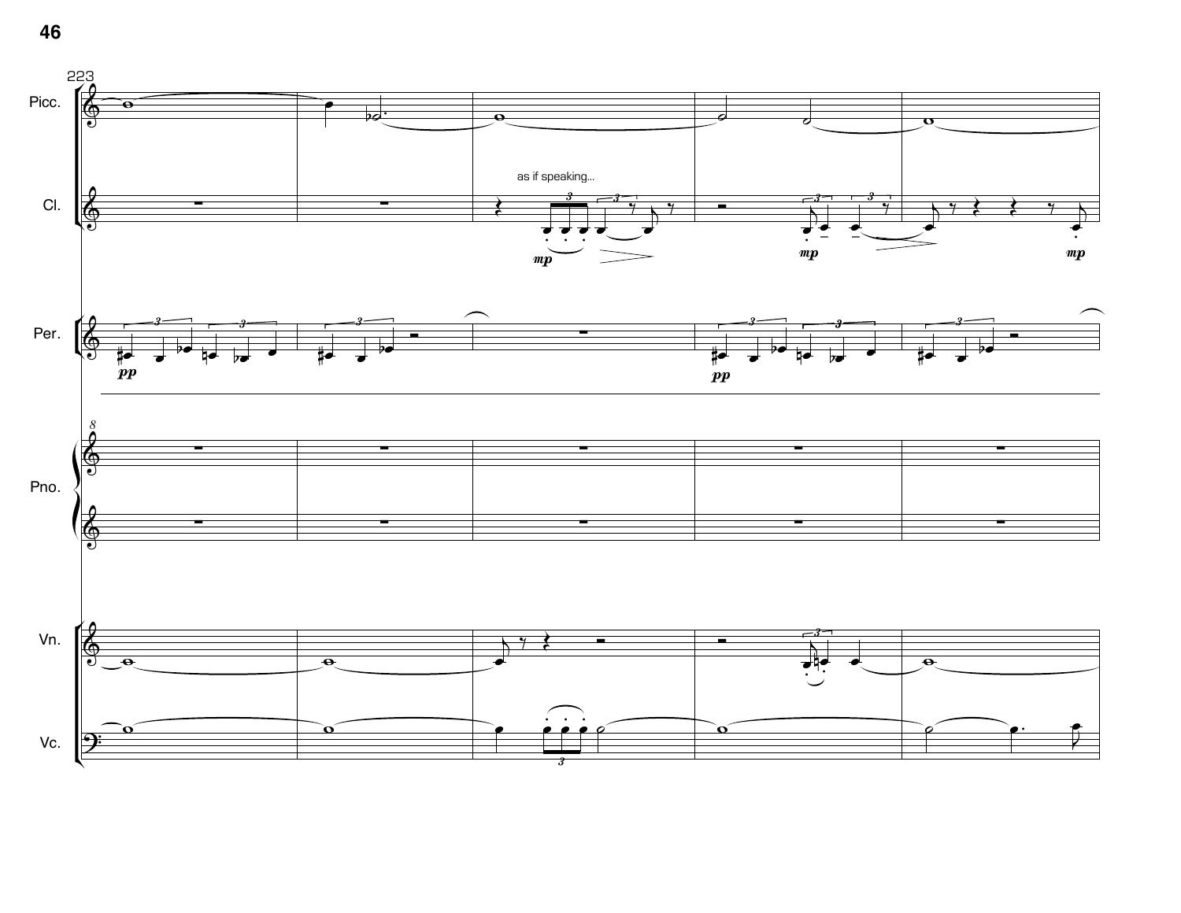223

Picc.

Cl.

as if speaking...

*mp* *mp* *mp*

Per.

*pp* *pp*

Pno.

Vn.

Vc.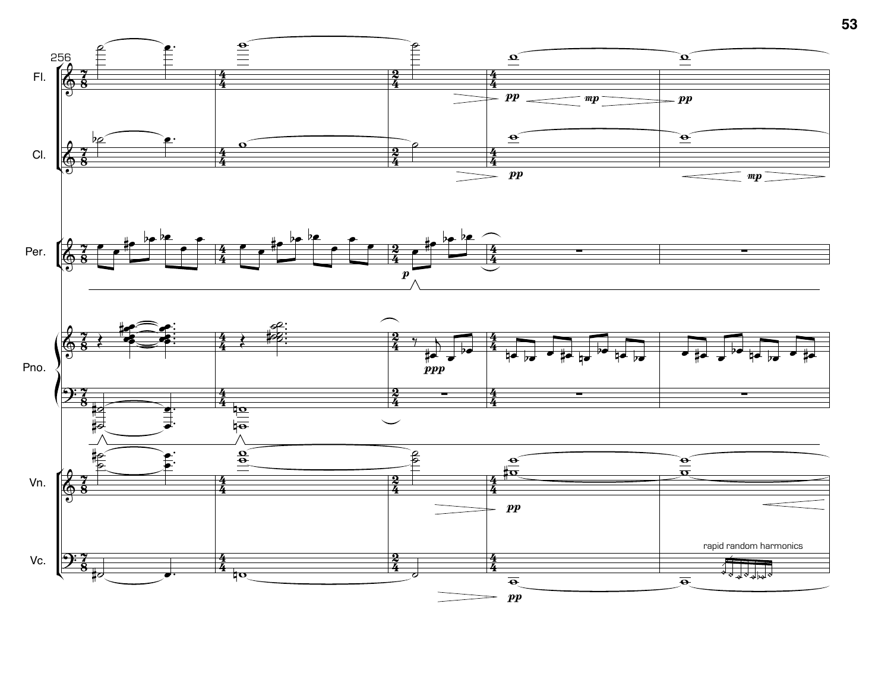256

Fl.

Cl.

Per.

Pno.

Vn.

Vc.

*pp* *mp* *pp*

*pp* *mp*

*p*

*ppp*

*pp*

rapid random harmonics

*pp*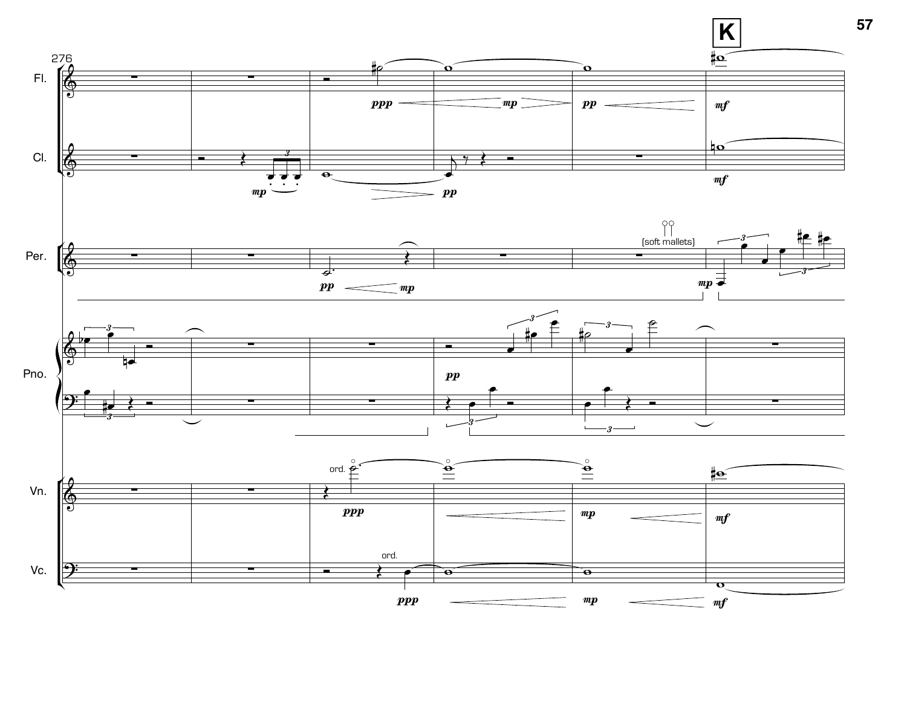**K**

276

Fl.

Cl.

Per.

(soft mallets)

Pno.

Vn.

ord.

Vc.

ord.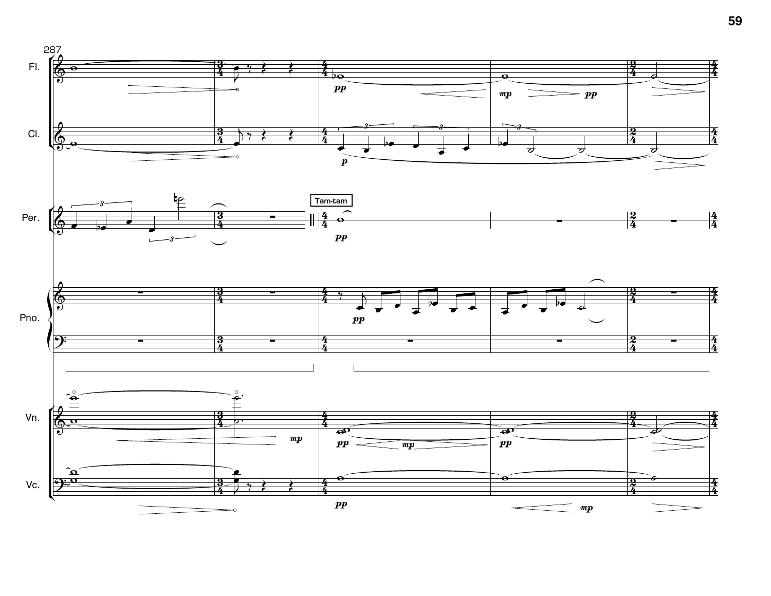287

Fl.

Cl.

Tam-tam

Per.

Pno.

Vn.

Vc.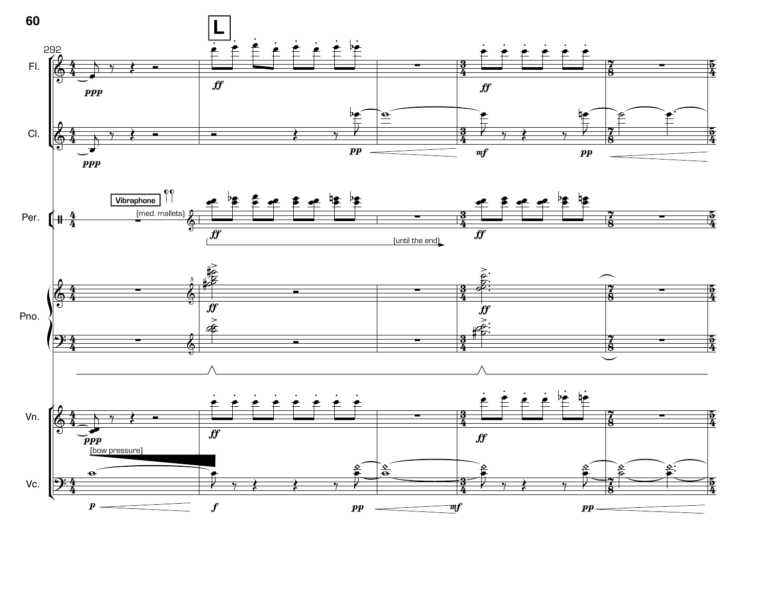**L**

292

Fl.

Cl.

Per. — Vibraphone (med. mallets) — (until the end)

Pno.

Vn.

Vc. — (bow pressure)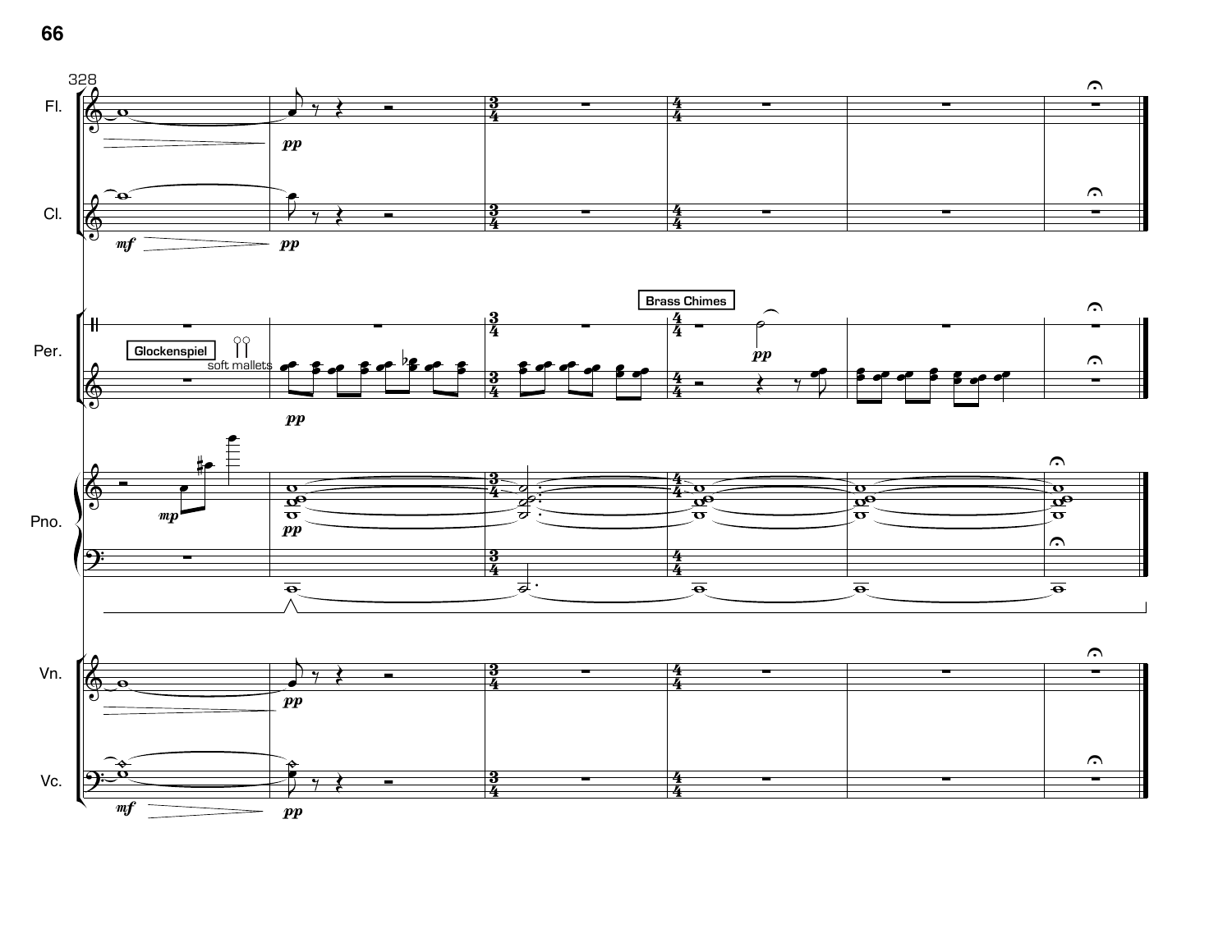328

Fl.

Cl.

Per.

Glockenspiel

soft mallets

Brass Chimes

Pno.

Vn.

Vc.